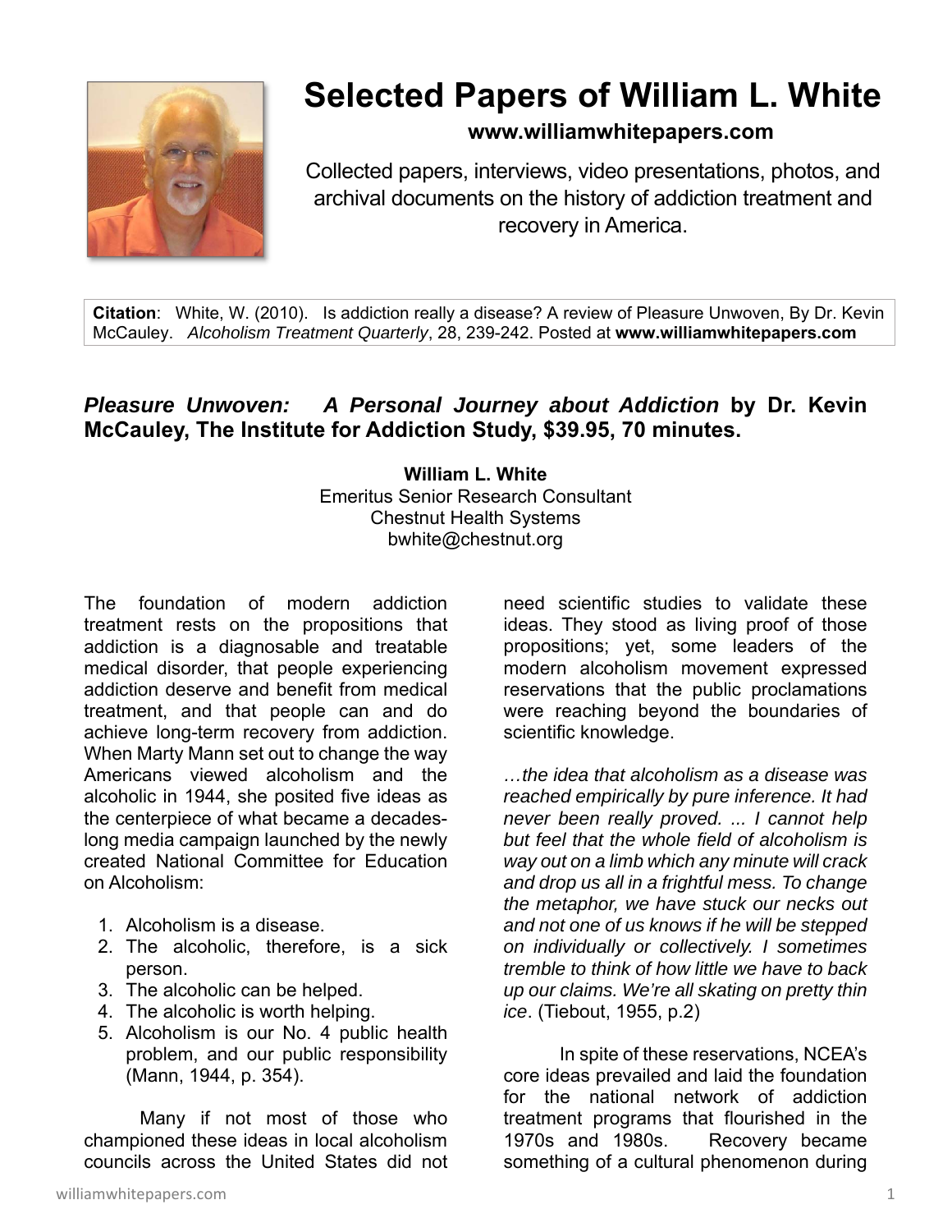# Selected Papers of William L. White

**www.williamwhitepapers.com**

Collected papers, interviews, video presentations, photos, and archival documents on the history of addiction treatment and recovery in America.

**Citation**: White, W. (2010). Is addiction really a disease? A review of Pleasure Unwoven, By Dr. Kevin McCauley. *Alcoholism Treatment Quarterly*, 28, 239-242. Posted at **www.williamwhitepapers.com**

## ***Pleasure Unwoven: A Personal Journey about Addiction*** **by Dr. Kevin McCauley, The Institute for Addiction Study, $39.95, 70 minutes.**

**William L. White**
Emeritus Senior Research Consultant
Chestnut Health Systems
bwhite@chestnut.org

The foundation of modern addiction treatment rests on the propositions that addiction is a diagnosable and treatable medical disorder, that people experiencing addiction deserve and benefit from medical treatment, and that people can and do achieve long-term recovery from addiction. When Marty Mann set out to change the way Americans viewed alcoholism and the alcoholic in 1944, she posited five ideas as the centerpiece of what became a decades-long media campaign launched by the newly created National Committee for Education on Alcoholism:

1. Alcoholism is a disease.
2. The alcoholic, therefore, is a sick person.
3. The alcoholic can be helped.
4. The alcoholic is worth helping.
5. Alcoholism is our No. 4 public health problem, and our public responsibility (Mann, 1944, p. 354).

Many if not most of those who championed these ideas in local alcoholism councils across the United States did not need scientific studies to validate these ideas. They stood as living proof of those propositions; yet, some leaders of the modern alcoholism movement expressed reservations that the public proclamations were reaching beyond the boundaries of scientific knowledge.

*…the idea that alcoholism as a disease was reached empirically by pure inference. It had never been really proved. ... I cannot help but feel that the whole field of alcoholism is way out on a limb which any minute will crack and drop us all in a frightful mess. To change the metaphor, we have stuck our necks out and not one of us knows if he will be stepped on individually or collectively. I sometimes tremble to think of how little we have to back up our claims. We're all skating on pretty thin ice*. (Tiebout, 1955, p.2)

In spite of these reservations, NCEA's core ideas prevailed and laid the foundation for the national network of addiction treatment programs that flourished in the 1970s and 1980s. Recovery became something of a cultural phenomenon during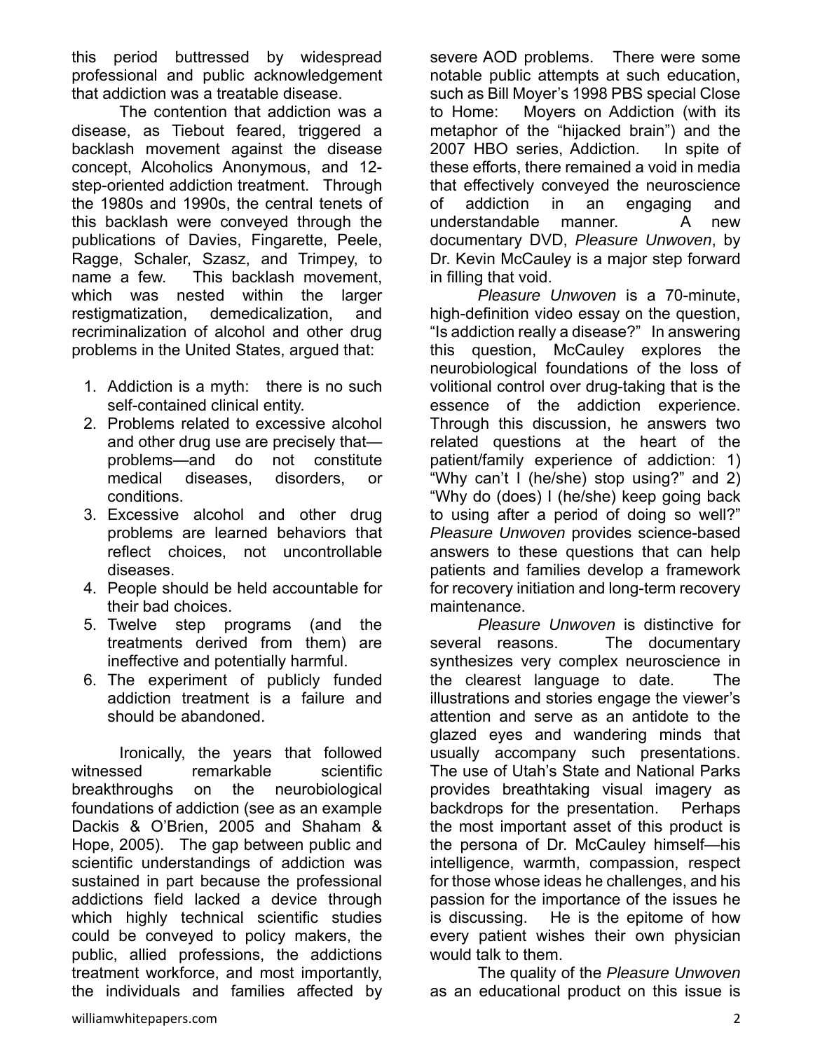this period buttressed by widespread professional and public acknowledgement that addiction was a treatable disease.

The contention that addiction was a disease, as Tiebout feared, triggered a backlash movement against the disease concept, Alcoholics Anonymous, and 12-step-oriented addiction treatment. Through the 1980s and 1990s, the central tenets of this backlash were conveyed through the publications of Davies, Fingarette, Peele, Ragge, Schaler, Szasz, and Trimpey, to name a few. This backlash movement, which was nested within the larger restigmatization, demedicalization, and recriminalization of alcohol and other drug problems in the United States, argued that:

1. Addiction is a myth: there is no such self-contained clinical entity.
2. Problems related to excessive alcohol and other drug use are precisely that—problems—and do not constitute medical diseases, disorders, or conditions.
3. Excessive alcohol and other drug problems are learned behaviors that reflect choices, not uncontrollable diseases.
4. People should be held accountable for their bad choices.
5. Twelve step programs (and the treatments derived from them) are ineffective and potentially harmful.
6. The experiment of publicly funded addiction treatment is a failure and should be abandoned.

Ironically, the years that followed witnessed remarkable scientific breakthroughs on the neurobiological foundations of addiction (see as an example Dackis & O'Brien, 2005 and Shaham & Hope, 2005). The gap between public and scientific understandings of addiction was sustained in part because the professional addictions field lacked a device through which highly technical scientific studies could be conveyed to policy makers, the public, allied professions, the addictions treatment workforce, and most importantly, the individuals and families affected by severe AOD problems. There were some notable public attempts at such education, such as Bill Moyer's 1998 PBS special Close to Home: Moyers on Addiction (with its metaphor of the "hijacked brain") and the 2007 HBO series, Addiction. In spite of these efforts, there remained a void in media that effectively conveyed the neuroscience of addiction in an engaging and understandable manner. A new documentary DVD, *Pleasure Unwoven*, by Dr. Kevin McCauley is a major step forward in filling that void.

*Pleasure Unwoven* is a 70-minute, high-definition video essay on the question, "Is addiction really a disease?" In answering this question, McCauley explores the neurobiological foundations of the loss of volitional control over drug-taking that is the essence of the addiction experience. Through this discussion, he answers two related questions at the heart of the patient/family experience of addiction: 1) "Why can't I (he/she) stop using?" and 2) "Why do (does) I (he/she) keep going back to using after a period of doing so well?" *Pleasure Unwoven* provides science-based answers to these questions that can help patients and families develop a framework for recovery initiation and long-term recovery maintenance.

*Pleasure Unwoven* is distinctive for several reasons. The documentary synthesizes very complex neuroscience in the clearest language to date. The illustrations and stories engage the viewer's attention and serve as an antidote to the glazed eyes and wandering minds that usually accompany such presentations. The use of Utah's State and National Parks provides breathtaking visual imagery as backdrops for the presentation. Perhaps the most important asset of this product is the persona of Dr. McCauley himself—his intelligence, warmth, compassion, respect for those whose ideas he challenges, and his passion for the importance of the issues he is discussing. He is the epitome of how every patient wishes their own physician would talk to them.

The quality of the *Pleasure Unwoven* as an educational product on this issue is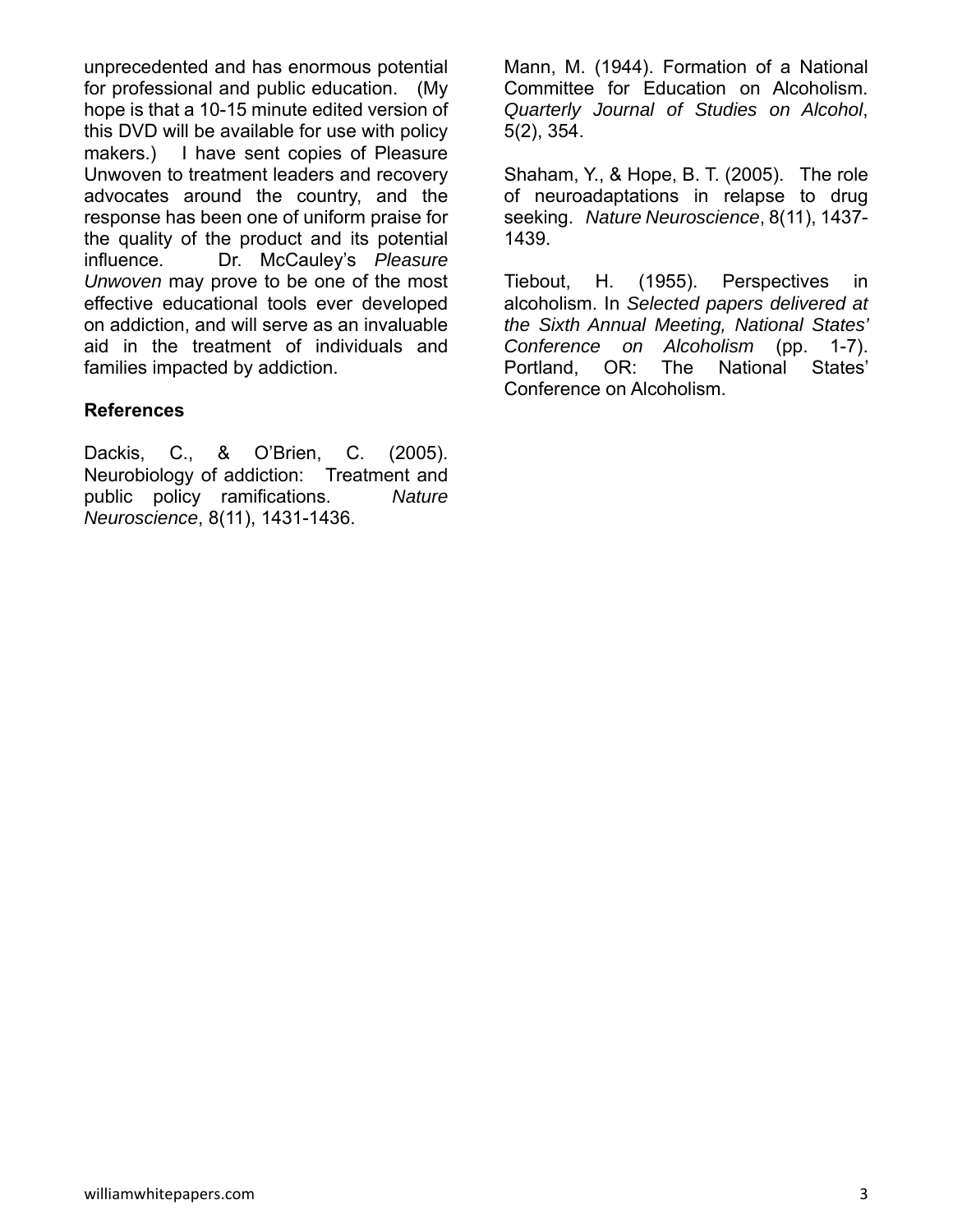unprecedented and has enormous potential for professional and public education. (My hope is that a 10-15 minute edited version of this DVD will be available for use with policy makers.) I have sent copies of Pleasure Unwoven to treatment leaders and recovery advocates around the country, and the response has been one of uniform praise for the quality of the product and its potential influence. Dr. McCauley's *Pleasure Unwoven* may prove to be one of the most effective educational tools ever developed on addiction, and will serve as an invaluable aid in the treatment of individuals and families impacted by addiction.

**References**

Dackis, C., & O'Brien, C. (2005). Neurobiology of addiction: Treatment and public policy ramifications. *Nature Neuroscience*, 8(11), 1431-1436.

Mann, M. (1944). Formation of a National Committee for Education on Alcoholism. *Quarterly Journal of Studies on Alcohol*, 5(2), 354.

Shaham, Y., & Hope, B. T. (2005). The role of neuroadaptations in relapse to drug seeking. *Nature Neuroscience*, 8(11), 1437-1439.

Tiebout, H. (1955). Perspectives in alcoholism. In *Selected papers delivered at the Sixth Annual Meeting, National States' Conference on Alcoholism* (pp. 1-7). Portland, OR: The National States' Conference on Alcoholism.